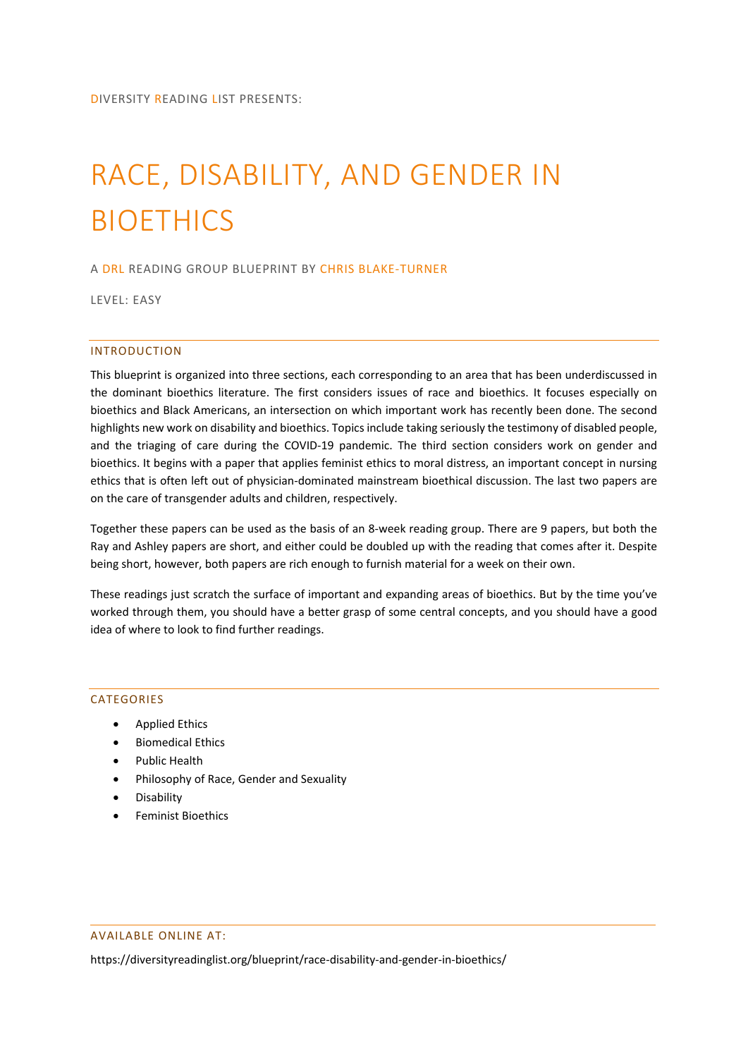DIVERSITY READING LIST PRESENTS:

# RACE, DISABILITY, AND GENDER IN BIOETHICS

A DRL READING GROUP BLUEPRINT BY CHRIS BLAKE-TURNER

LEVEL: EASY

## INTRODUCTION

This blueprint is organized into three sections, each corresponding to an area that has been underdiscussed in the dominant bioethics literature. The first considers issues of race and bioethics. It focuses especially on bioethics and Black Americans, an intersection on which important work has recently been done. The second highlights new work on disability and bioethics. Topics include taking seriously the testimony of disabled people, and the triaging of care during the COVID-19 pandemic. The third section considers work on gender and bioethics. It begins with a paper that applies feminist ethics to moral distress, an important concept in nursing ethics that is often left out of physician-dominated mainstream bioethical discussion. The last two papers are on the care of transgender adults and children, respectively.

Together these papers can be used as the basis of an 8-week reading group. There are 9 papers, but both the Ray and Ashley papers are short, and either could be doubled up with the reading that comes after it. Despite being short, however, both papers are rich enough to furnish material for a week on their own.

These readings just scratch the surface of important and expanding areas of bioethics. But by the time you've worked through them, you should have a better grasp of some central concepts, and you should have a good idea of where to look to find further readings.

## CATEGORIES

- Applied Ethics
- Biomedical Ethics
- Public Health
- Philosophy of Race, Gender and Sexuality
- Disability
- Feminist Bioethics

## AVAILABLE ONLINE AT:

https://diversityreadinglist.org/blueprint/race-disability-and-gender-in-bioethics/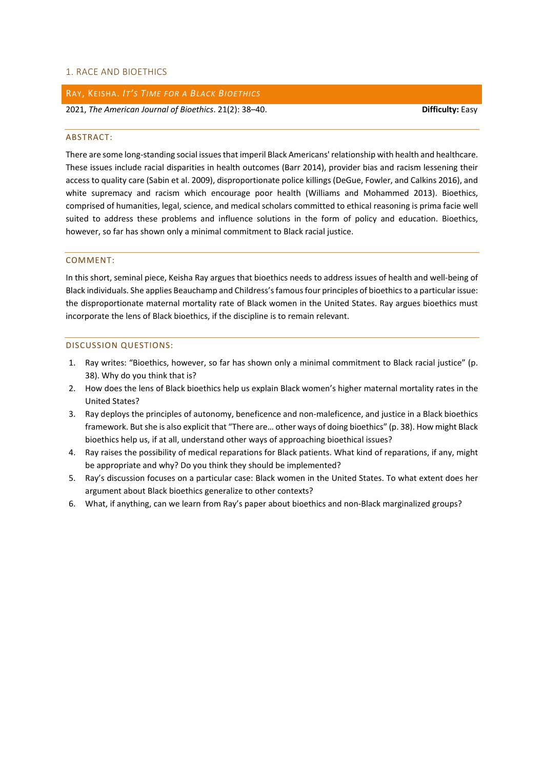## 1. RACE AND BIOETHICS

### RAY, KEISHA. *IT'S TIME FOR A BLACK BIOETHICS*

2021, *The American Journal of Bioethics*. 21(2): 38–40. **Difficulty:** Easy

#### ABSTRACT:

There are some long-standing social issues that imperil Black Americans' relationship with health and healthcare. These issues include racial disparities in health outcomes (Barr 2014), provider bias and racism lessening their access to quality care (Sabin et al. 2009), disproportionate police killings (DeGue, Fowler, and Calkins 2016), and white supremacy and racism which encourage poor health (Williams and Mohammed 2013). Bioethics, comprised of humanities, legal, science, and medical scholars committed to ethical reasoning is prima facie well suited to address these problems and influence solutions in the form of policy and education. Bioethics, however, so far has shown only a minimal commitment to Black racial justice.

#### COMMENT:

In this short, seminal piece, Keisha Ray argues that bioethics needs to address issues of health and well-being of Black individuals. She applies Beauchamp and Childress's famous four principles of bioethics to a particular issue: the disproportionate maternal mortality rate of Black women in the United States. Ray argues bioethics must incorporate the lens of Black bioethics, if the discipline is to remain relevant.

#### DISCUSSION QUESTIONS:

1. Ray writes: "Bioethics, however, so far has shown only a minimal commitment to Black racial justice" (p. 38). Why do you think that is?
2. How does the lens of Black bioethics help us explain Black women's higher maternal mortality rates in the United States?
3. Ray deploys the principles of autonomy, beneficence and non-maleficence, and justice in a Black bioethics framework. But she is also explicit that "There are… other ways of doing bioethics" (p. 38). How might Black bioethics help us, if at all, understand other ways of approaching bioethical issues?
4. Ray raises the possibility of medical reparations for Black patients. What kind of reparations, if any, might be appropriate and why? Do you think they should be implemented?
5. Ray's discussion focuses on a particular case: Black women in the United States. To what extent does her argument about Black bioethics generalize to other contexts?
6. What, if anything, can we learn from Ray's paper about bioethics and non-Black marginalized groups?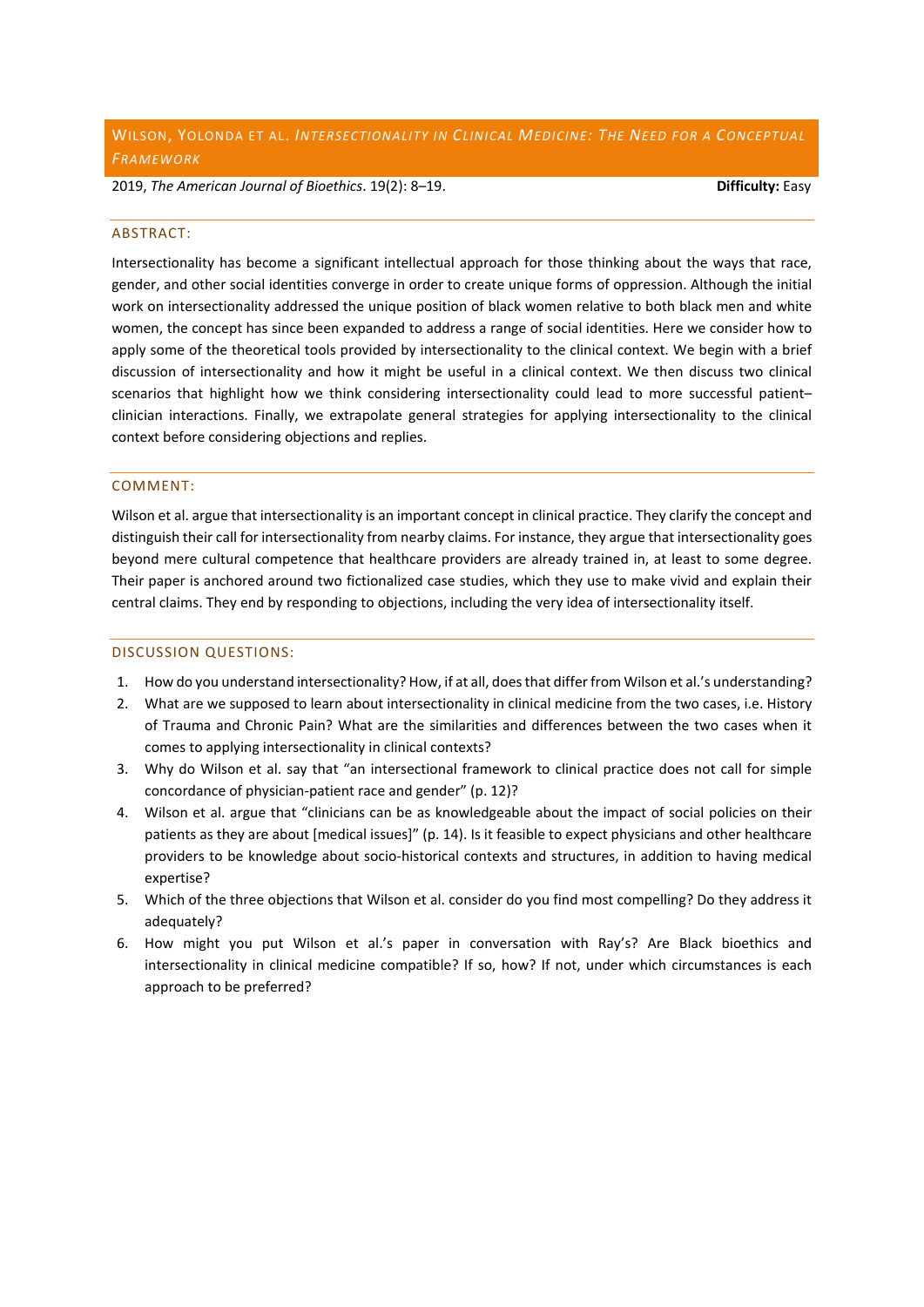## Wilson, Yolonda et al. *Intersectionality in Clinical Medicine: The Need for a Conceptual Framework*

2019, *The American Journal of Bioethics*. 19(2): 8–19. **Difficulty:** Easy

### ABSTRACT:

Intersectionality has become a significant intellectual approach for those thinking about the ways that race, gender, and other social identities converge in order to create unique forms of oppression. Although the initial work on intersectionality addressed the unique position of black women relative to both black men and white women, the concept has since been expanded to address a range of social identities. Here we consider how to apply some of the theoretical tools provided by intersectionality to the clinical context. We begin with a brief discussion of intersectionality and how it might be useful in a clinical context. We then discuss two clinical scenarios that highlight how we think considering intersectionality could lead to more successful patient–clinician interactions. Finally, we extrapolate general strategies for applying intersectionality to the clinical context before considering objections and replies.

### COMMENT:

Wilson et al. argue that intersectionality is an important concept in clinical practice. They clarify the concept and distinguish their call for intersectionality from nearby claims. For instance, they argue that intersectionality goes beyond mere cultural competence that healthcare providers are already trained in, at least to some degree. Their paper is anchored around two fictionalized case studies, which they use to make vivid and explain their central claims. They end by responding to objections, including the very idea of intersectionality itself.

### DISCUSSION QUESTIONS:

1. How do you understand intersectionality? How, if at all, does that differ from Wilson et al.'s understanding?
2. What are we supposed to learn about intersectionality in clinical medicine from the two cases, i.e. History of Trauma and Chronic Pain? What are the similarities and differences between the two cases when it comes to applying intersectionality in clinical contexts?
3. Why do Wilson et al. say that "an intersectional framework to clinical practice does not call for simple concordance of physician-patient race and gender" (p. 12)?
4. Wilson et al. argue that "clinicians can be as knowledgeable about the impact of social policies on their patients as they are about [medical issues]" (p. 14). Is it feasible to expect physicians and other healthcare providers to be knowledge about socio-historical contexts and structures, in addition to having medical expertise?
5. Which of the three objections that Wilson et al. consider do you find most compelling? Do they address it adequately?
6. How might you put Wilson et al.'s paper in conversation with Ray's? Are Black bioethics and intersectionality in clinical medicine compatible? If so, how? If not, under which circumstances is each approach to be preferred?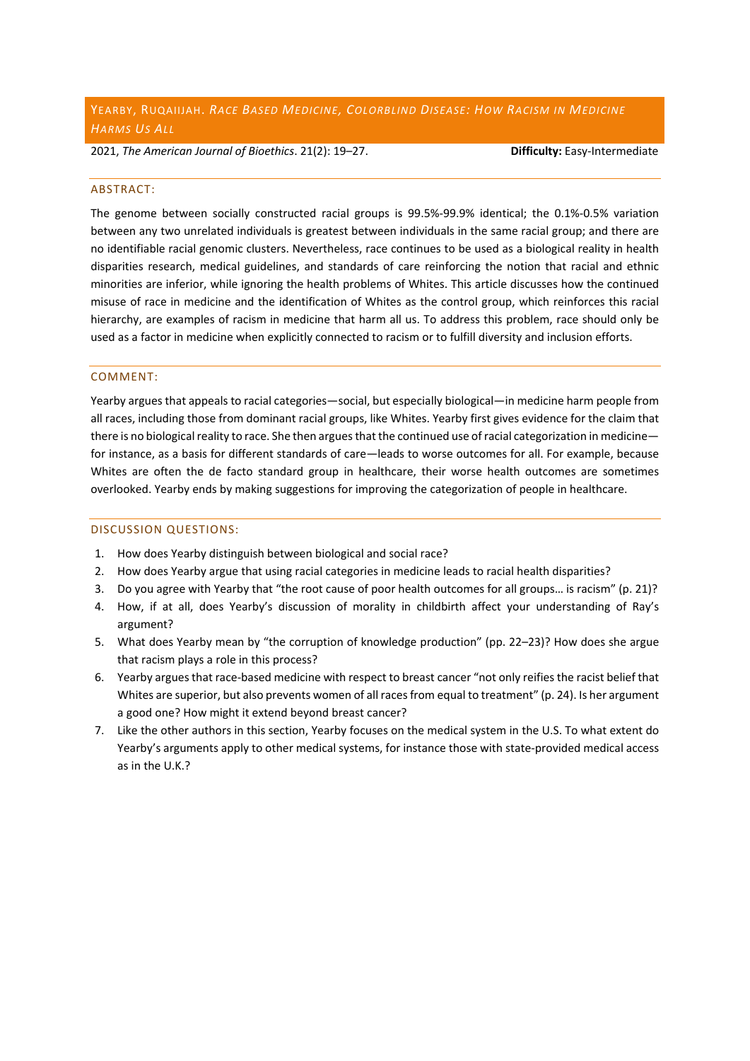## YEARBY, RUQAIIJAH. *RACE BASED MEDICINE, COLORBLIND DISEASE: HOW RACISM IN MEDICINE HARMS US ALL*

2021, *The American Journal of Bioethics*. 21(2): 19–27. **Difficulty:** Easy-Intermediate

### ABSTRACT:

The genome between socially constructed racial groups is 99.5%-99.9% identical; the 0.1%-0.5% variation between any two unrelated individuals is greatest between individuals in the same racial group; and there are no identifiable racial genomic clusters. Nevertheless, race continues to be used as a biological reality in health disparities research, medical guidelines, and standards of care reinforcing the notion that racial and ethnic minorities are inferior, while ignoring the health problems of Whites. This article discusses how the continued misuse of race in medicine and the identification of Whites as the control group, which reinforces this racial hierarchy, are examples of racism in medicine that harm all us. To address this problem, race should only be used as a factor in medicine when explicitly connected to racism or to fulfill diversity and inclusion efforts.

### COMMENT:

Yearby argues that appeals to racial categories—social, but especially biological—in medicine harm people from all races, including those from dominant racial groups, like Whites. Yearby first gives evidence for the claim that there is no biological reality to race. She then argues that the continued use of racial categorization in medicine—for instance, as a basis for different standards of care—leads to worse outcomes for all. For example, because Whites are often the de facto standard group in healthcare, their worse health outcomes are sometimes overlooked. Yearby ends by making suggestions for improving the categorization of people in healthcare.

### DISCUSSION QUESTIONS:

1. How does Yearby distinguish between biological and social race?
2. How does Yearby argue that using racial categories in medicine leads to racial health disparities?
3. Do you agree with Yearby that "the root cause of poor health outcomes for all groups… is racism" (p. 21)?
4. How, if at all, does Yearby's discussion of morality in childbirth affect your understanding of Ray's argument?
5. What does Yearby mean by "the corruption of knowledge production" (pp. 22–23)? How does she argue that racism plays a role in this process?
6. Yearby argues that race-based medicine with respect to breast cancer "not only reifies the racist belief that Whites are superior, but also prevents women of all races from equal to treatment" (p. 24). Is her argument a good one? How might it extend beyond breast cancer?
7. Like the other authors in this section, Yearby focuses on the medical system in the U.S. To what extent do Yearby's arguments apply to other medical systems, for instance those with state-provided medical access as in the U.K.?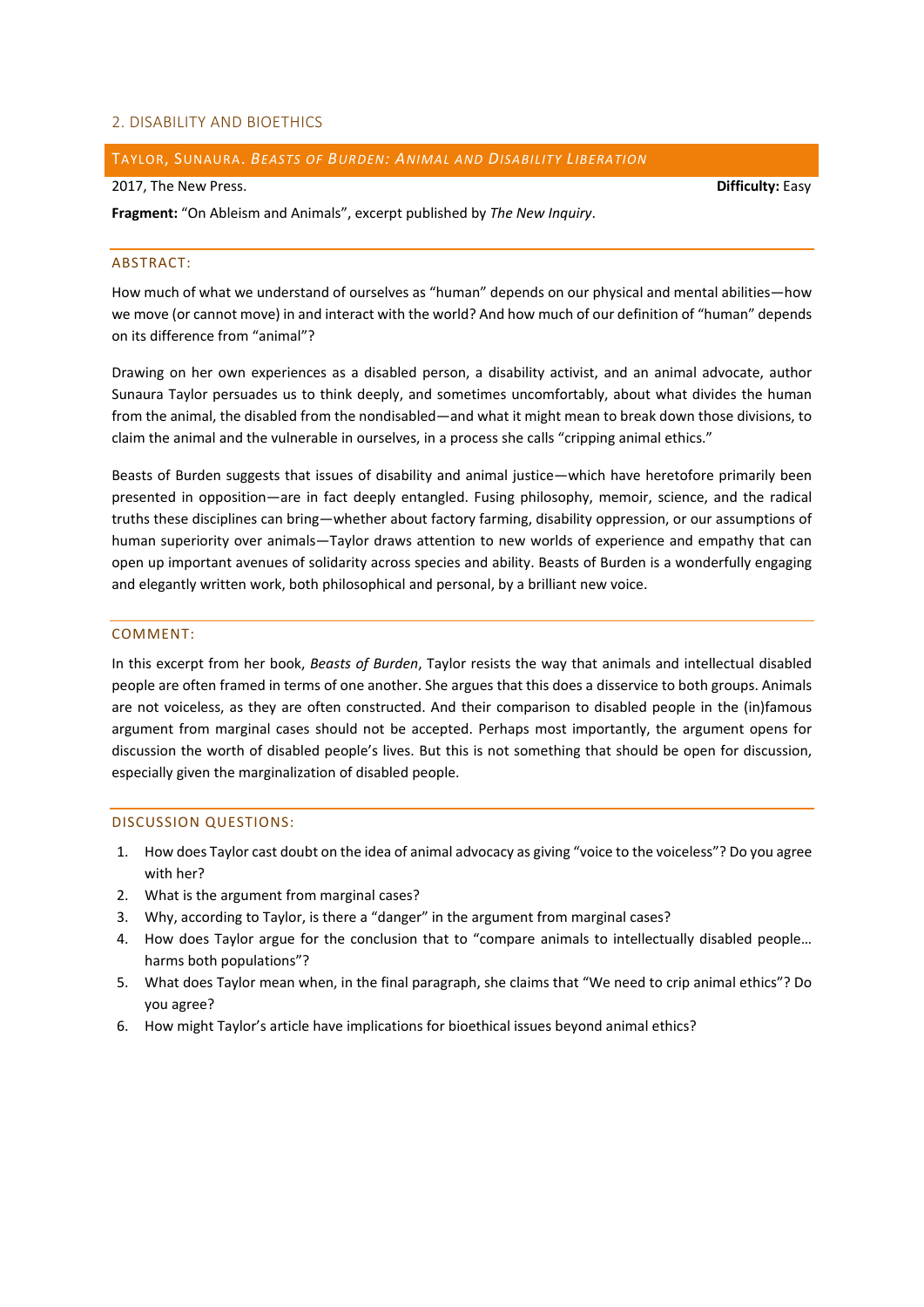## 2. DISABILITY AND BIOETHICS

### TAYLOR, SUNAURA. *BEASTS OF BURDEN: ANIMAL AND DISABILITY LIBERATION*

2017, The New Press. **Difficulty:** Easy

**Fragment:** "On Ableism and Animals", excerpt published by *The New Inquiry*.

#### ABSTRACT:

How much of what we understand of ourselves as "human" depends on our physical and mental abilities—how we move (or cannot move) in and interact with the world? And how much of our definition of "human" depends on its difference from "animal"?

Drawing on her own experiences as a disabled person, a disability activist, and an animal advocate, author Sunaura Taylor persuades us to think deeply, and sometimes uncomfortably, about what divides the human from the animal, the disabled from the nondisabled—and what it might mean to break down those divisions, to claim the animal and the vulnerable in ourselves, in a process she calls "cripping animal ethics."

Beasts of Burden suggests that issues of disability and animal justice—which have heretofore primarily been presented in opposition—are in fact deeply entangled. Fusing philosophy, memoir, science, and the radical truths these disciplines can bring—whether about factory farming, disability oppression, or our assumptions of human superiority over animals—Taylor draws attention to new worlds of experience and empathy that can open up important avenues of solidarity across species and ability. Beasts of Burden is a wonderfully engaging and elegantly written work, both philosophical and personal, by a brilliant new voice.

#### COMMENT:

In this excerpt from her book, *Beasts of Burden*, Taylor resists the way that animals and intellectual disabled people are often framed in terms of one another. She argues that this does a disservice to both groups. Animals are not voiceless, as they are often constructed. And their comparison to disabled people in the (in)famous argument from marginal cases should not be accepted. Perhaps most importantly, the argument opens for discussion the worth of disabled people's lives. But this is not something that should be open for discussion, especially given the marginalization of disabled people.

#### DISCUSSION QUESTIONS:

1. How does Taylor cast doubt on the idea of animal advocacy as giving "voice to the voiceless"? Do you agree with her?
2. What is the argument from marginal cases?
3. Why, according to Taylor, is there a "danger" in the argument from marginal cases?
4. How does Taylor argue for the conclusion that to "compare animals to intellectually disabled people… harms both populations"?
5. What does Taylor mean when, in the final paragraph, she claims that "We need to crip animal ethics"? Do you agree?
6. How might Taylor's article have implications for bioethical issues beyond animal ethics?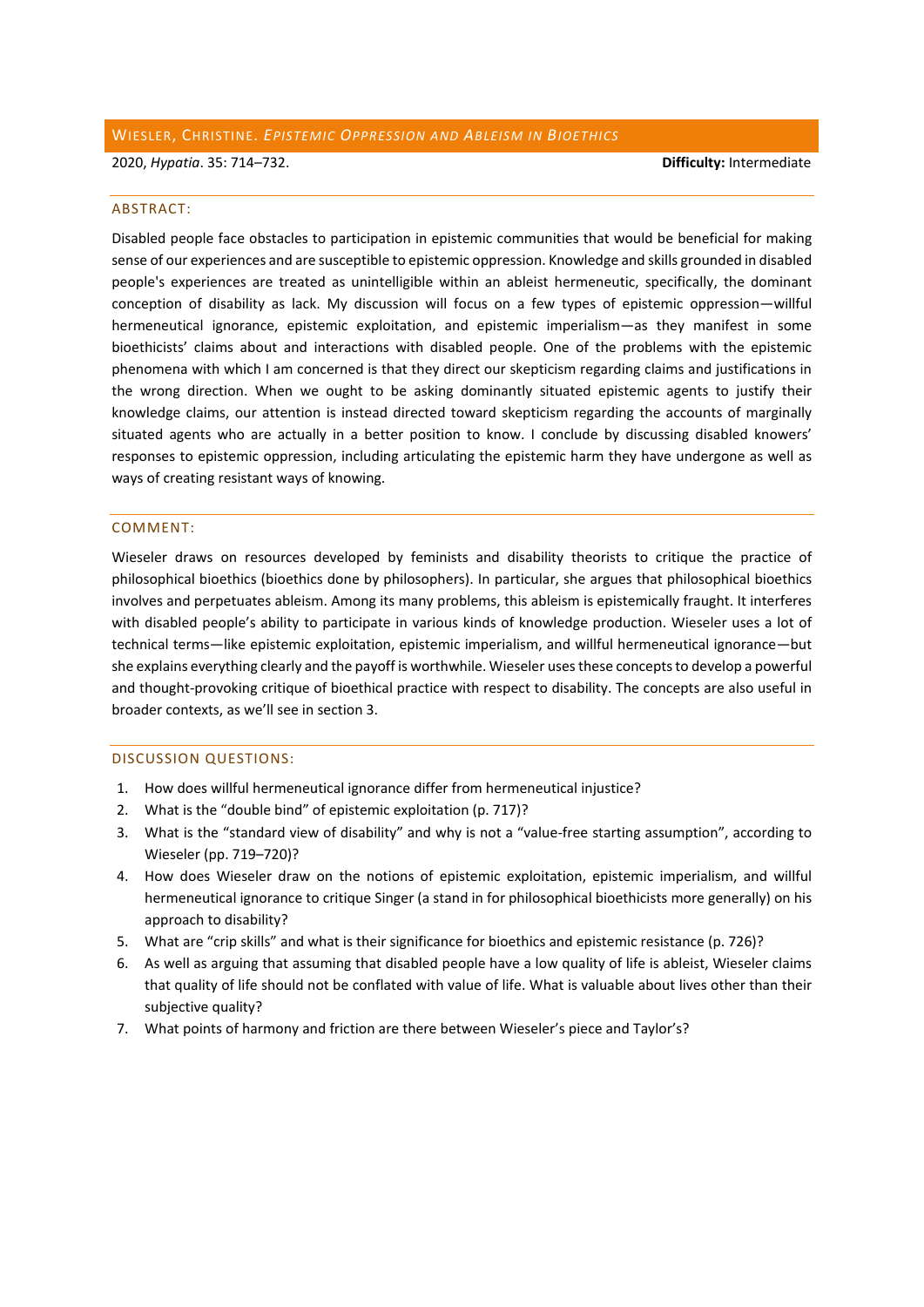## WIESLER, CHRISTINE. *EPISTEMIC OPPRESSION AND ABLEISM IN BIOETHICS*

2020, *Hypatia*. 35: 714–732. **Difficulty:** Intermediate

### ABSTRACT:

Disabled people face obstacles to participation in epistemic communities that would be beneficial for making sense of our experiences and are susceptible to epistemic oppression. Knowledge and skills grounded in disabled people's experiences are treated as unintelligible within an ableist hermeneutic, specifically, the dominant conception of disability as lack. My discussion will focus on a few types of epistemic oppression—willful hermeneutical ignorance, epistemic exploitation, and epistemic imperialism—as they manifest in some bioethicists' claims about and interactions with disabled people. One of the problems with the epistemic phenomena with which I am concerned is that they direct our skepticism regarding claims and justifications in the wrong direction. When we ought to be asking dominantly situated epistemic agents to justify their knowledge claims, our attention is instead directed toward skepticism regarding the accounts of marginally situated agents who are actually in a better position to know. I conclude by discussing disabled knowers' responses to epistemic oppression, including articulating the epistemic harm they have undergone as well as ways of creating resistant ways of knowing.

### COMMENT:

Wieseler draws on resources developed by feminists and disability theorists to critique the practice of philosophical bioethics (bioethics done by philosophers). In particular, she argues that philosophical bioethics involves and perpetuates ableism. Among its many problems, this ableism is epistemically fraught. It interferes with disabled people's ability to participate in various kinds of knowledge production. Wieseler uses a lot of technical terms—like epistemic exploitation, epistemic imperialism, and willful hermeneutical ignorance—but she explains everything clearly and the payoff is worthwhile. Wieseler uses these concepts to develop a powerful and thought-provoking critique of bioethical practice with respect to disability. The concepts are also useful in broader contexts, as we'll see in section 3.

### DISCUSSION QUESTIONS:

1. How does willful hermeneutical ignorance differ from hermeneutical injustice?
2. What is the "double bind" of epistemic exploitation (p. 717)?
3. What is the "standard view of disability" and why is not a "value-free starting assumption", according to Wieseler (pp. 719–720)?
4. How does Wieseler draw on the notions of epistemic exploitation, epistemic imperialism, and willful hermeneutical ignorance to critique Singer (a stand in for philosophical bioethicists more generally) on his approach to disability?
5. What are "crip skills" and what is their significance for bioethics and epistemic resistance (p. 726)?
6. As well as arguing that assuming that disabled people have a low quality of life is ableist, Wieseler claims that quality of life should not be conflated with value of life. What is valuable about lives other than their subjective quality?
7. What points of harmony and friction are there between Wieseler's piece and Taylor's?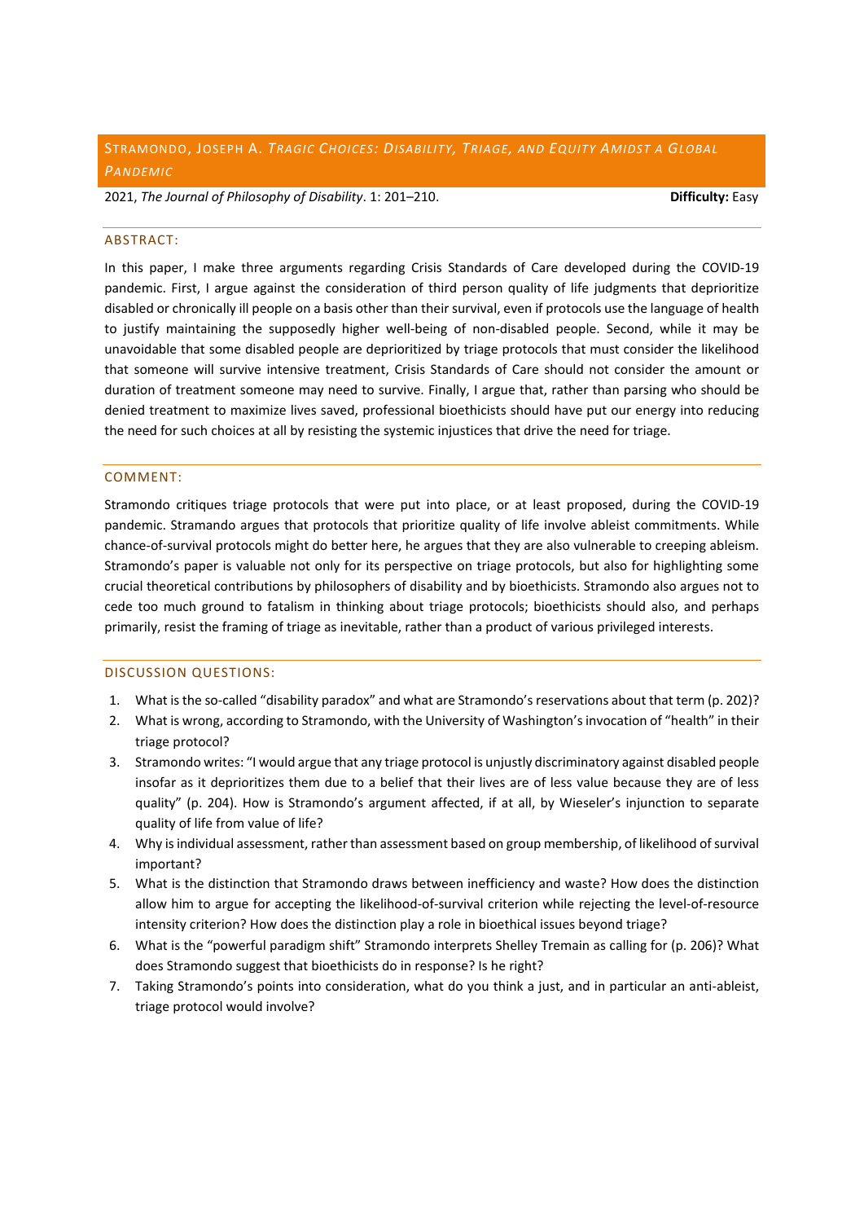## Stramondo, Joseph A. *Tragic Choices: Disability, Triage, and Equity Amidst a Global Pandemic*

2021, *The Journal of Philosophy of Disability*. 1: 201–210. **Difficulty:** Easy

### Abstract:

In this paper, I make three arguments regarding Crisis Standards of Care developed during the COVID-19 pandemic. First, I argue against the consideration of third person quality of life judgments that deprioritize disabled or chronically ill people on a basis other than their survival, even if protocols use the language of health to justify maintaining the supposedly higher well-being of non-disabled people. Second, while it may be unavoidable that some disabled people are deprioritized by triage protocols that must consider the likelihood that someone will survive intensive treatment, Crisis Standards of Care should not consider the amount or duration of treatment someone may need to survive. Finally, I argue that, rather than parsing who should be denied treatment to maximize lives saved, professional bioethicists should have put our energy into reducing the need for such choices at all by resisting the systemic injustices that drive the need for triage.

### Comment:

Stramondo critiques triage protocols that were put into place, or at least proposed, during the COVID-19 pandemic. Stramando argues that protocols that prioritize quality of life involve ableist commitments. While chance-of-survival protocols might do better here, he argues that they are also vulnerable to creeping ableism. Stramondo's paper is valuable not only for its perspective on triage protocols, but also for highlighting some crucial theoretical contributions by philosophers of disability and by bioethicists. Stramondo also argues not to cede too much ground to fatalism in thinking about triage protocols; bioethicists should also, and perhaps primarily, resist the framing of triage as inevitable, rather than a product of various privileged interests.

### Discussion Questions:

1. What is the so-called "disability paradox" and what are Stramondo's reservations about that term (p. 202)?
2. What is wrong, according to Stramondo, with the University of Washington's invocation of "health" in their triage protocol?
3. Stramondo writes: "I would argue that any triage protocol is unjustly discriminatory against disabled people insofar as it deprioritizes them due to a belief that their lives are of less value because they are of less quality" (p. 204). How is Stramondo's argument affected, if at all, by Wieseler's injunction to separate quality of life from value of life?
4. Why is individual assessment, rather than assessment based on group membership, of likelihood of survival important?
5. What is the distinction that Stramondo draws between inefficiency and waste? How does the distinction allow him to argue for accepting the likelihood-of-survival criterion while rejecting the level-of-resource intensity criterion? How does the distinction play a role in bioethical issues beyond triage?
6. What is the "powerful paradigm shift" Stramondo interprets Shelley Tremain as calling for (p. 206)? What does Stramondo suggest that bioethicists do in response? Is he right?
7. Taking Stramondo's points into consideration, what do you think a just, and in particular an anti-ableist, triage protocol would involve?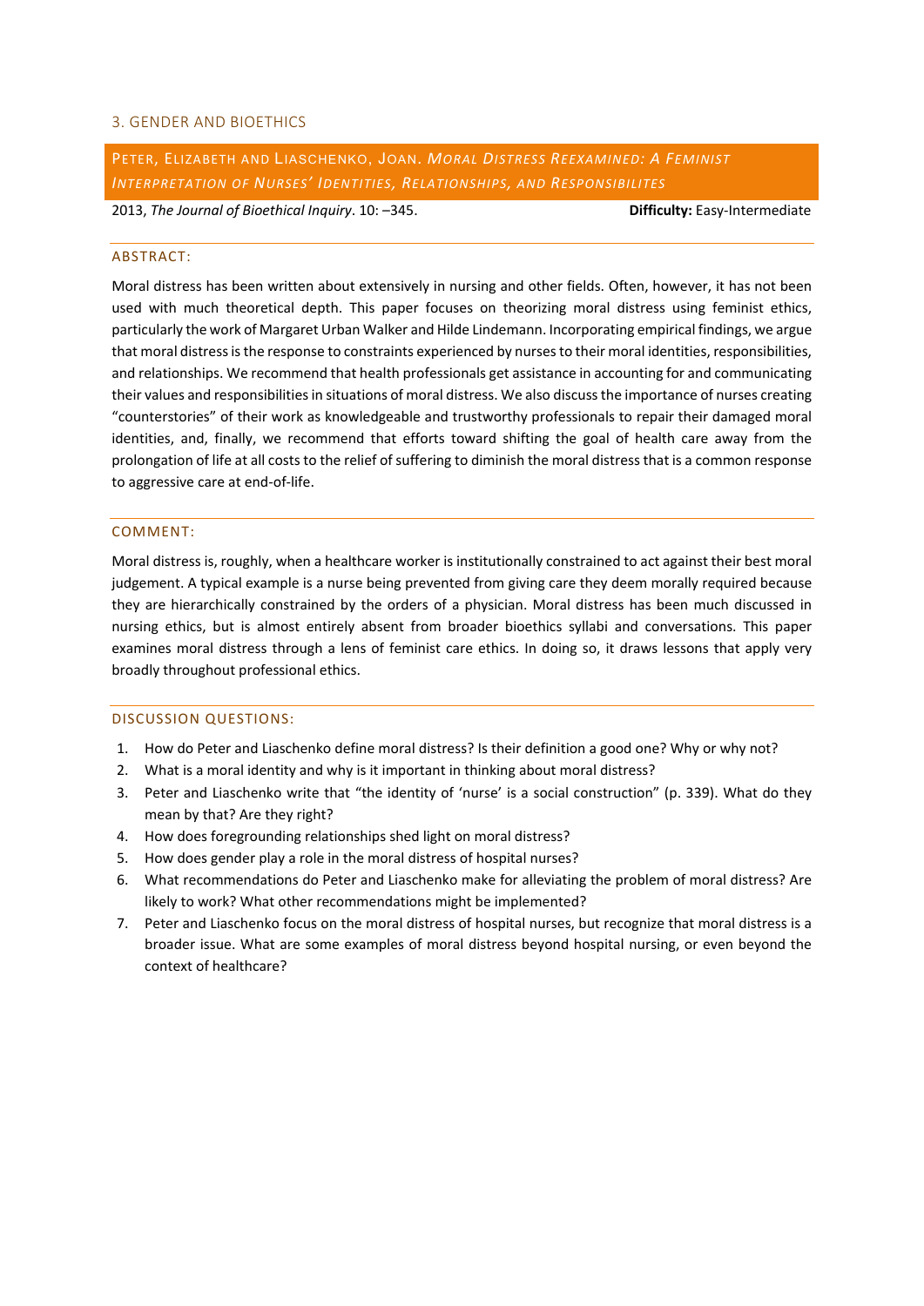## 3. Gender and Bioethics

### Peter, Elizabeth and Liaschenko, Joan. *Moral Distress Reexamined: A Feminist Interpretation of Nurses' Identities, Relationships, and Responsibilites*

2013, *The Journal of Bioethical Inquiry*. 10: –345. **Difficulty:** Easy-Intermediate

#### ABSTRACT:

Moral distress has been written about extensively in nursing and other fields. Often, however, it has not been used with much theoretical depth. This paper focuses on theorizing moral distress using feminist ethics, particularly the work of Margaret Urban Walker and Hilde Lindemann. Incorporating empirical findings, we argue that moral distress is the response to constraints experienced by nurses to their moral identities, responsibilities, and relationships. We recommend that health professionals get assistance in accounting for and communicating their values and responsibilities in situations of moral distress. We also discuss the importance of nurses creating "counterstories" of their work as knowledgeable and trustworthy professionals to repair their damaged moral identities, and, finally, we recommend that efforts toward shifting the goal of health care away from the prolongation of life at all costs to the relief of suffering to diminish the moral distress that is a common response to aggressive care at end-of-life.

#### COMMENT:

Moral distress is, roughly, when a healthcare worker is institutionally constrained to act against their best moral judgement. A typical example is a nurse being prevented from giving care they deem morally required because they are hierarchically constrained by the orders of a physician. Moral distress has been much discussed in nursing ethics, but is almost entirely absent from broader bioethics syllabi and conversations. This paper examines moral distress through a lens of feminist care ethics. In doing so, it draws lessons that apply very broadly throughout professional ethics.

#### DISCUSSION QUESTIONS:

1. How do Peter and Liaschenko define moral distress? Is their definition a good one? Why or why not?
2. What is a moral identity and why is it important in thinking about moral distress?
3. Peter and Liaschenko write that "the identity of 'nurse' is a social construction" (p. 339). What do they mean by that? Are they right?
4. How does foregrounding relationships shed light on moral distress?
5. How does gender play a role in the moral distress of hospital nurses?
6. What recommendations do Peter and Liaschenko make for alleviating the problem of moral distress? Are likely to work? What other recommendations might be implemented?
7. Peter and Liaschenko focus on the moral distress of hospital nurses, but recognize that moral distress is a broader issue. What are some examples of moral distress beyond hospital nursing, or even beyond the context of healthcare?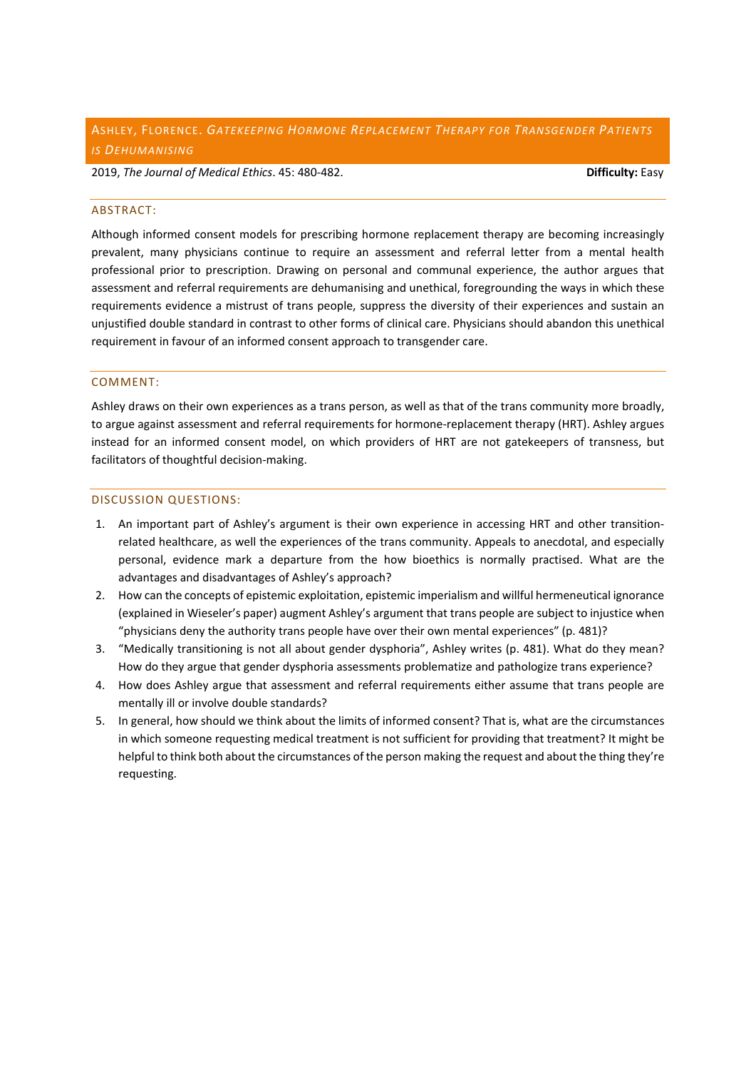## ASHLEY, FLORENCE. *GATEKEEPING HORMONE REPLACEMENT THERAPY FOR TRANSGENDER PATIENTS IS DEHUMANISING*

2019, *The Journal of Medical Ethics*. 45: 480-482. **Difficulty:** Easy

### ABSTRACT:

Although informed consent models for prescribing hormone replacement therapy are becoming increasingly prevalent, many physicians continue to require an assessment and referral letter from a mental health professional prior to prescription. Drawing on personal and communal experience, the author argues that assessment and referral requirements are dehumanising and unethical, foregrounding the ways in which these requirements evidence a mistrust of trans people, suppress the diversity of their experiences and sustain an unjustified double standard in contrast to other forms of clinical care. Physicians should abandon this unethical requirement in favour of an informed consent approach to transgender care.

### COMMENT:

Ashley draws on their own experiences as a trans person, as well as that of the trans community more broadly, to argue against assessment and referral requirements for hormone-replacement therapy (HRT). Ashley argues instead for an informed consent model, on which providers of HRT are not gatekeepers of transness, but facilitators of thoughtful decision-making.

### DISCUSSION QUESTIONS:

1. An important part of Ashley's argument is their own experience in accessing HRT and other transition-related healthcare, as well the experiences of the trans community. Appeals to anecdotal, and especially personal, evidence mark a departure from the how bioethics is normally practised. What are the advantages and disadvantages of Ashley's approach?
2. How can the concepts of epistemic exploitation, epistemic imperialism and willful hermeneutical ignorance (explained in Wieseler's paper) augment Ashley's argument that trans people are subject to injustice when "physicians deny the authority trans people have over their own mental experiences" (p. 481)?
3. "Medically transitioning is not all about gender dysphoria", Ashley writes (p. 481). What do they mean? How do they argue that gender dysphoria assessments problematize and pathologize trans experience?
4. How does Ashley argue that assessment and referral requirements either assume that trans people are mentally ill or involve double standards?
5. In general, how should we think about the limits of informed consent? That is, what are the circumstances in which someone requesting medical treatment is not sufficient for providing that treatment? It might be helpful to think both about the circumstances of the person making the request and about the thing they're requesting.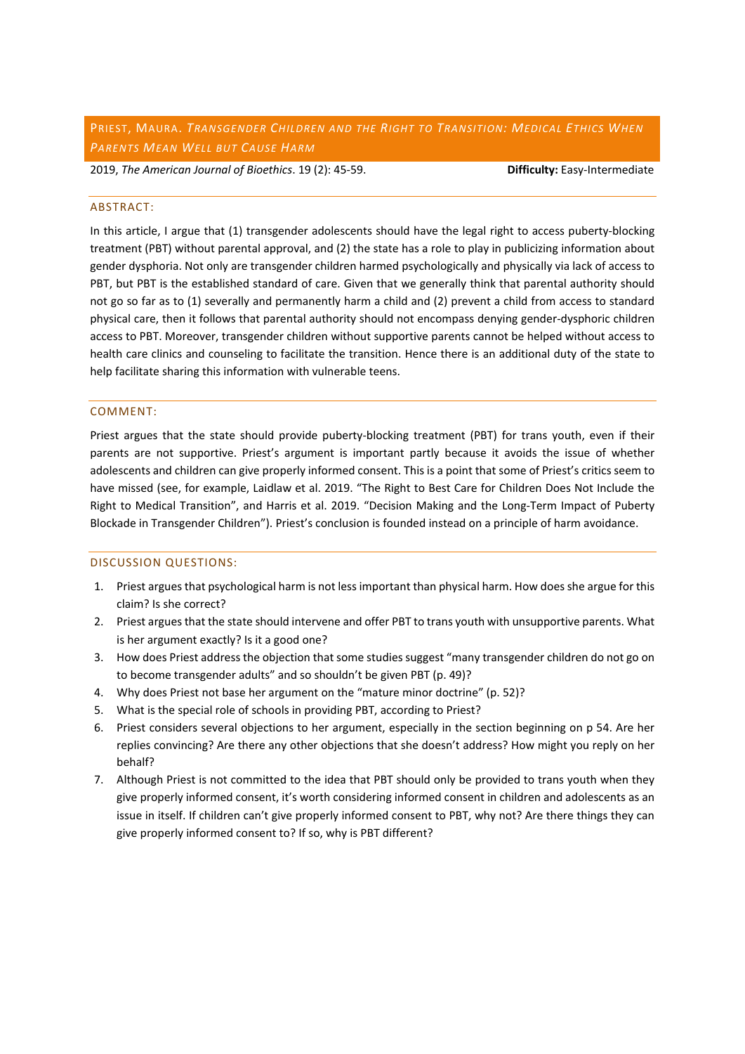## PRIEST, MAURA. *TRANSGENDER CHILDREN AND THE RIGHT TO TRANSITION: MEDICAL ETHICS WHEN PARENTS MEAN WELL BUT CAUSE HARM*

2019, *The American Journal of Bioethics*. 19 (2): 45-59. **Difficulty:** Easy-Intermediate

### ABSTRACT:

In this article, I argue that (1) transgender adolescents should have the legal right to access puberty-blocking treatment (PBT) without parental approval, and (2) the state has a role to play in publicizing information about gender dysphoria. Not only are transgender children harmed psychologically and physically via lack of access to PBT, but PBT is the established standard of care. Given that we generally think that parental authority should not go so far as to (1) severally and permanently harm a child and (2) prevent a child from access to standard physical care, then it follows that parental authority should not encompass denying gender-dysphoric children access to PBT. Moreover, transgender children without supportive parents cannot be helped without access to health care clinics and counseling to facilitate the transition. Hence there is an additional duty of the state to help facilitate sharing this information with vulnerable teens.

### COMMENT:

Priest argues that the state should provide puberty-blocking treatment (PBT) for trans youth, even if their parents are not supportive. Priest's argument is important partly because it avoids the issue of whether adolescents and children can give properly informed consent. This is a point that some of Priest's critics seem to have missed (see, for example, Laidlaw et al. 2019. "The Right to Best Care for Children Does Not Include the Right to Medical Transition", and Harris et al. 2019. "Decision Making and the Long-Term Impact of Puberty Blockade in Transgender Children"). Priest's conclusion is founded instead on a principle of harm avoidance.

### DISCUSSION QUESTIONS:

1. Priest argues that psychological harm is not less important than physical harm. How does she argue for this claim? Is she correct?
2. Priest argues that the state should intervene and offer PBT to trans youth with unsupportive parents. What is her argument exactly? Is it a good one?
3. How does Priest address the objection that some studies suggest "many transgender children do not go on to become transgender adults" and so shouldn't be given PBT (p. 49)?
4. Why does Priest not base her argument on the "mature minor doctrine" (p. 52)?
5. What is the special role of schools in providing PBT, according to Priest?
6. Priest considers several objections to her argument, especially in the section beginning on p 54. Are her replies convincing? Are there any other objections that she doesn't address? How might you reply on her behalf?
7. Although Priest is not committed to the idea that PBT should only be provided to trans youth when they give properly informed consent, it's worth considering informed consent in children and adolescents as an issue in itself. If children can't give properly informed consent to PBT, why not? Are there things they can give properly informed consent to? If so, why is PBT different?